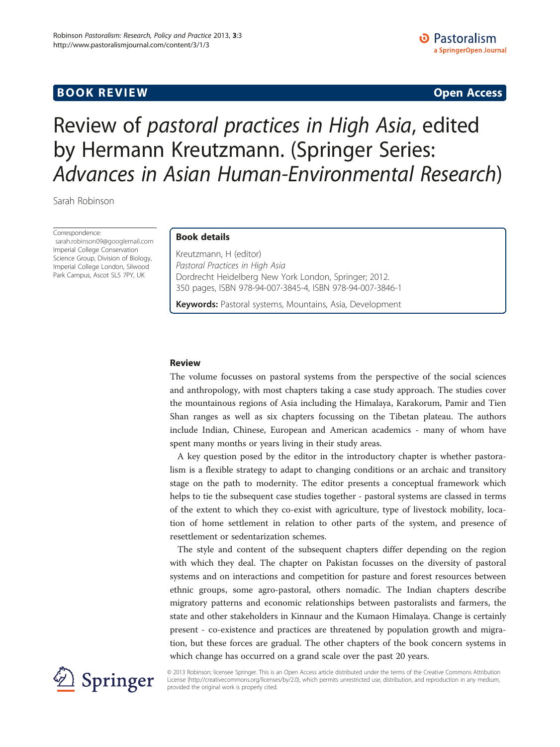**BOOK REVIEW** **Open Access**

# Review of *pastoral practices in High Asia*, edited by Hermann Kreutzmann. (Springer Series: *Advances in Asian Human-Environmental Research*)

Sarah Robinson

Correspondence: sarah.robinson09@googlemail.com
Imperial College Conservation Science Group, Division of Biology, Imperial College London, Silwood Park Campus, Ascot SL5 7PY, UK

### Book details

Kreutzmann, H (editor)
*Pastoral Practices in High Asia*
Dordrecht Heidelberg New York London, Springer; 2012.
350 pages, ISBN 978-94-007-3845-4, ISBN 978-94-007-3846-1

**Keywords:** Pastoral systems, Mountains, Asia, Development

## Review

The volume focusses on pastoral systems from the perspective of the social sciences and anthropology, with most chapters taking a case study approach. The studies cover the mountainous regions of Asia including the Himalaya, Karakorum, Pamir and Tien Shan ranges as well as six chapters focussing on the Tibetan plateau. The authors include Indian, Chinese, European and American academics - many of whom have spent many months or years living in their study areas.

A key question posed by the editor in the introductory chapter is whether pastoralism is a flexible strategy to adapt to changing conditions or an archaic and transitory stage on the path to modernity. The editor presents a conceptual framework which helps to tie the subsequent case studies together - pastoral systems are classed in terms of the extent to which they co-exist with agriculture, type of livestock mobility, location of home settlement in relation to other parts of the system, and presence of resettlement or sedentarization schemes.

The style and content of the subsequent chapters differ depending on the region with which they deal. The chapter on Pakistan focusses on the diversity of pastoral systems and on interactions and competition for pasture and forest resources between ethnic groups, some agro-pastoral, others nomadic. The Indian chapters describe migratory patterns and economic relationships between pastoralists and farmers, the state and other stakeholders in Kinnaur and the Kumaon Himalaya. Change is certainly present - co-existence and practices are threatened by population growth and migration, but these forces are gradual. The other chapters of the book concern systems in which change has occurred on a grand scale over the past 20 years.

© 2013 Robinson; licensee Springer. This is an Open Access article distributed under the terms of the Creative Commons Attribution License (http://creativecommons.org/licenses/by/2.0), which permits unrestricted use, distribution, and reproduction in any medium, provided the original work is properly cited.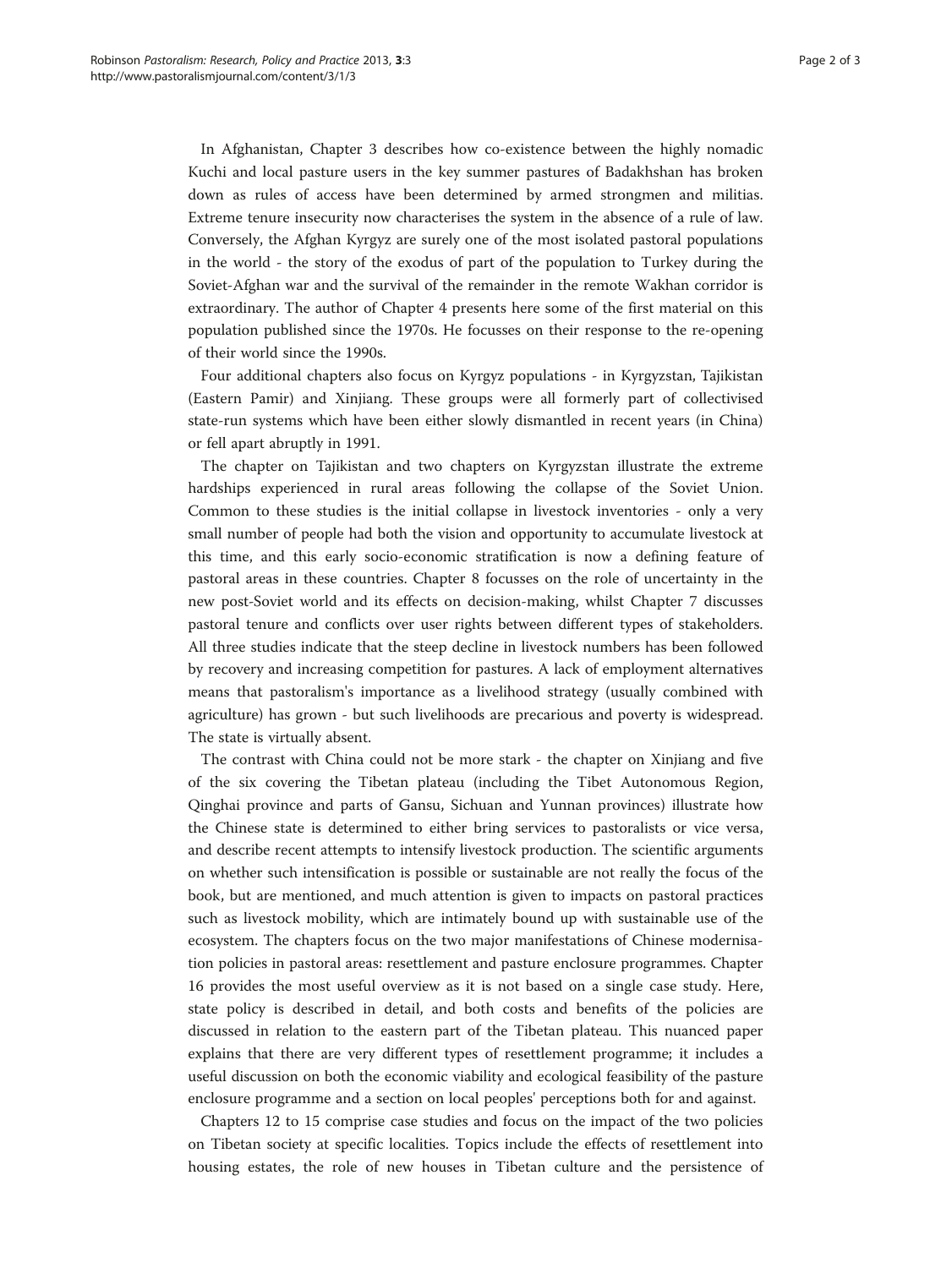In Afghanistan, Chapter 3 describes how co-existence between the highly nomadic Kuchi and local pasture users in the key summer pastures of Badakhshan has broken down as rules of access have been determined by armed strongmen and militias. Extreme tenure insecurity now characterises the system in the absence of a rule of law. Conversely, the Afghan Kyrgyz are surely one of the most isolated pastoral populations in the world - the story of the exodus of part of the population to Turkey during the Soviet-Afghan war and the survival of the remainder in the remote Wakhan corridor is extraordinary. The author of Chapter 4 presents here some of the first material on this population published since the 1970s. He focusses on their response to the re-opening of their world since the 1990s.

Four additional chapters also focus on Kyrgyz populations - in Kyrgyzstan, Tajikistan (Eastern Pamir) and Xinjiang. These groups were all formerly part of collectivised state-run systems which have been either slowly dismantled in recent years (in China) or fell apart abruptly in 1991.

The chapter on Tajikistan and two chapters on Kyrgyzstan illustrate the extreme hardships experienced in rural areas following the collapse of the Soviet Union. Common to these studies is the initial collapse in livestock inventories - only a very small number of people had both the vision and opportunity to accumulate livestock at this time, and this early socio-economic stratification is now a defining feature of pastoral areas in these countries. Chapter 8 focusses on the role of uncertainty in the new post-Soviet world and its effects on decision-making, whilst Chapter 7 discusses pastoral tenure and conflicts over user rights between different types of stakeholders. All three studies indicate that the steep decline in livestock numbers has been followed by recovery and increasing competition for pastures. A lack of employment alternatives means that pastoralism's importance as a livelihood strategy (usually combined with agriculture) has grown - but such livelihoods are precarious and poverty is widespread. The state is virtually absent.

The contrast with China could not be more stark - the chapter on Xinjiang and five of the six covering the Tibetan plateau (including the Tibet Autonomous Region, Qinghai province and parts of Gansu, Sichuan and Yunnan provinces) illustrate how the Chinese state is determined to either bring services to pastoralists or vice versa, and describe recent attempts to intensify livestock production. The scientific arguments on whether such intensification is possible or sustainable are not really the focus of the book, but are mentioned, and much attention is given to impacts on pastoral practices such as livestock mobility, which are intimately bound up with sustainable use of the ecosystem. The chapters focus on the two major manifestations of Chinese modernisation policies in pastoral areas: resettlement and pasture enclosure programmes. Chapter 16 provides the most useful overview as it is not based on a single case study. Here, state policy is described in detail, and both costs and benefits of the policies are discussed in relation to the eastern part of the Tibetan plateau. This nuanced paper explains that there are very different types of resettlement programme; it includes a useful discussion on both the economic viability and ecological feasibility of the pasture enclosure programme and a section on local peoples' perceptions both for and against.

Chapters 12 to 15 comprise case studies and focus on the impact of the two policies on Tibetan society at specific localities. Topics include the effects of resettlement into housing estates, the role of new houses in Tibetan culture and the persistence of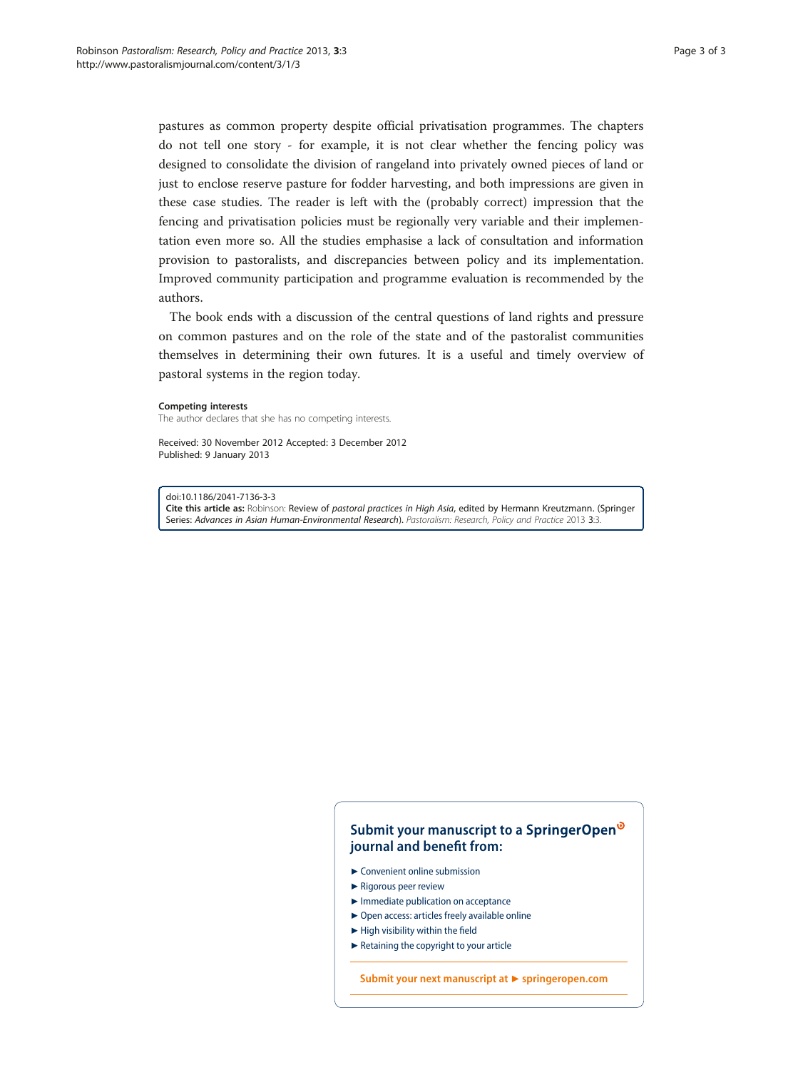pastures as common property despite official privatisation programmes. The chapters do not tell one story - for example, it is not clear whether the fencing policy was designed to consolidate the division of rangeland into privately owned pieces of land or just to enclose reserve pasture for fodder harvesting, and both impressions are given in these case studies. The reader is left with the (probably correct) impression that the fencing and privatisation policies must be regionally very variable and their implementation even more so. All the studies emphasise a lack of consultation and information provision to pastoralists, and discrepancies between policy and its implementation. Improved community participation and programme evaluation is recommended by the authors.

The book ends with a discussion of the central questions of land rights and pressure on common pastures and on the role of the state and of the pastoralist communities themselves in determining their own futures. It is a useful and timely overview of pastoral systems in the region today.

**Competing interests**

The author declares that she has no competing interests.

Received: 30 November 2012 Accepted: 3 December 2012
Published: 9 January 2013

doi:10.1186/2041-7136-3-3
**Cite this article as:** Robinson: Review of *pastoral practices in High Asia*, edited by Hermann Kreutzmann. (Springer Series: *Advances in Asian Human-Environmental Research*). *Pastoralism: Research, Policy and Practice* 2013 **3**:3.

**Submit your manuscript to a SpringerOpen journal and benefit from:**

- ► Convenient online submission
- ► Rigorous peer review
- ► Immediate publication on acceptance
- ► Open access: articles freely available online
- ► High visibility within the field
- ► Retaining the copyright to your article

**Submit your next manuscript at ► springeropen.com**